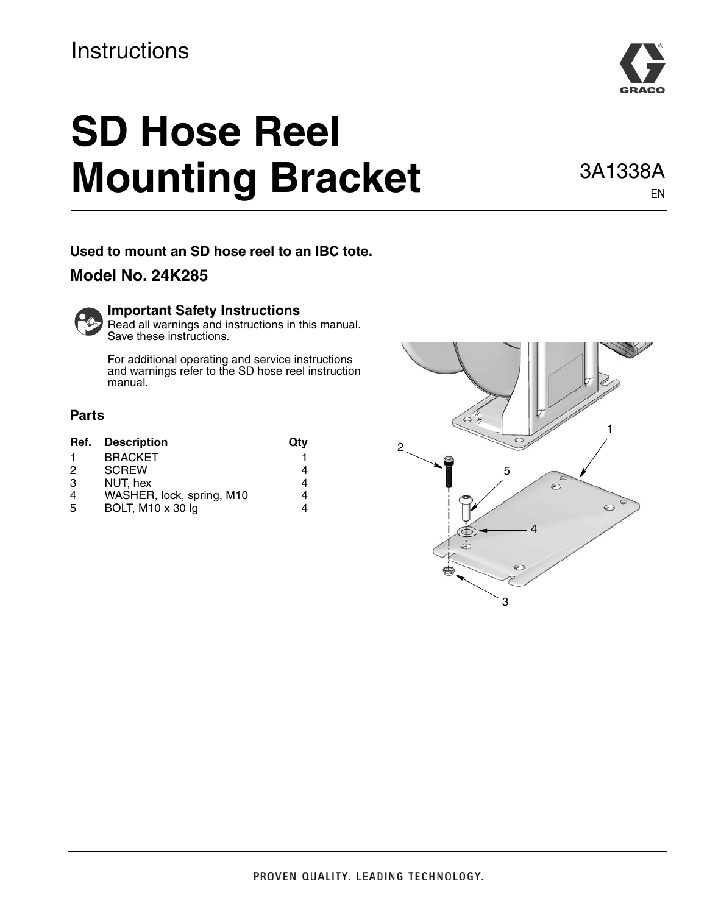Instructions

# SD Hose Reel Mounting Bracket

3A1338A
EN

**Used to mount an SD hose reel to an IBC tote.**

### Model No. 24K285

**Important Safety Instructions**
Read all warnings and instructions in this manual. Save these instructions.

For additional operating and service instructions and warnings refer to the SD hose reel instruction manual.

### Parts

| Ref. | Description | Qty |
| --- | --- | --- |
| 1 | BRACKET | 1 |
| 2 | SCREW | 4 |
| 3 | NUT, hex | 4 |
| 4 | WASHER, lock, spring, M10 | 4 |
| 5 | BOLT, M10 x 30 lg | 4 |

PROVEN QUALITY. LEADING TECHNOLOGY.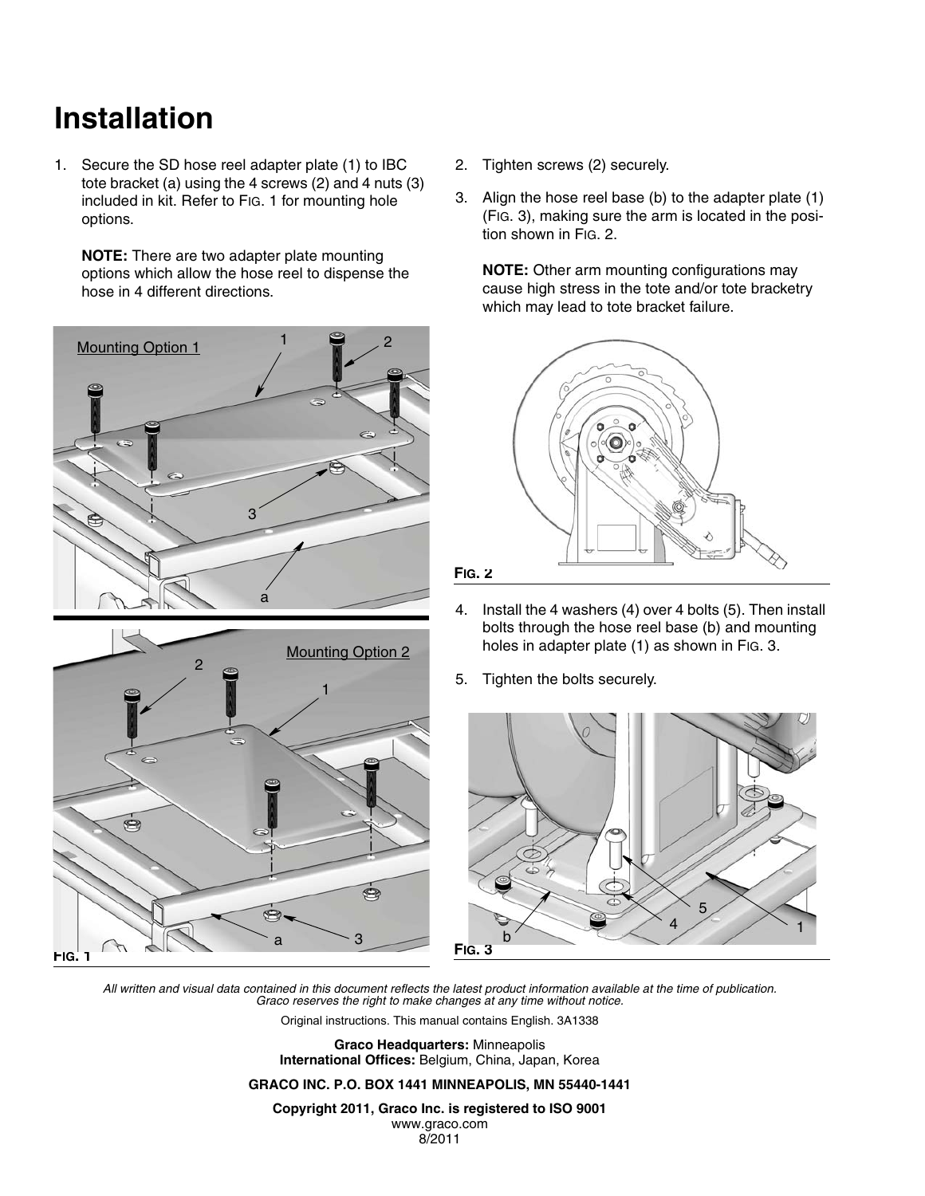# Installation

1. Secure the SD hose reel adapter plate (1) to IBC tote bracket (a) using the 4 screws (2) and 4 nuts (3) included in kit. Refer to FIG. 1 for mounting hole options.

   **NOTE:** There are two adapter plate mounting options which allow the hose reel to dispense the hose in 4 different directions.

Mounting Option 1

Mounting Option 2

FIG. 1

2. Tighten screws (2) securely.
3. Align the hose reel base (b) to the adapter plate (1) (FIG. 3), making sure the arm is located in the position shown in FIG. 2.

   **NOTE:** Other arm mounting configurations may cause high stress in the tote and/or tote bracketry which may lead to tote bracket failure.

FIG. 2

4. Install the 4 washers (4) over 4 bolts (5). Then install bolts through the hose reel base (b) and mounting holes in adapter plate (1) as shown in FIG. 3.
5. Tighten the bolts securely.

FIG. 3

*All written and visual data contained in this document reflects the latest product information available at the time of publication. Graco reserves the right to make changes at any time without notice.*

Original instructions. This manual contains English. 3A1338

**Graco Headquarters:** Minneapolis
**International Offices:** Belgium, China, Japan, Korea

**GRACO INC. P.O. BOX 1441 MINNEAPOLIS, MN 55440-1441**

**Copyright 2011, Graco Inc. is registered to ISO 9001**
www.graco.com
8/2011